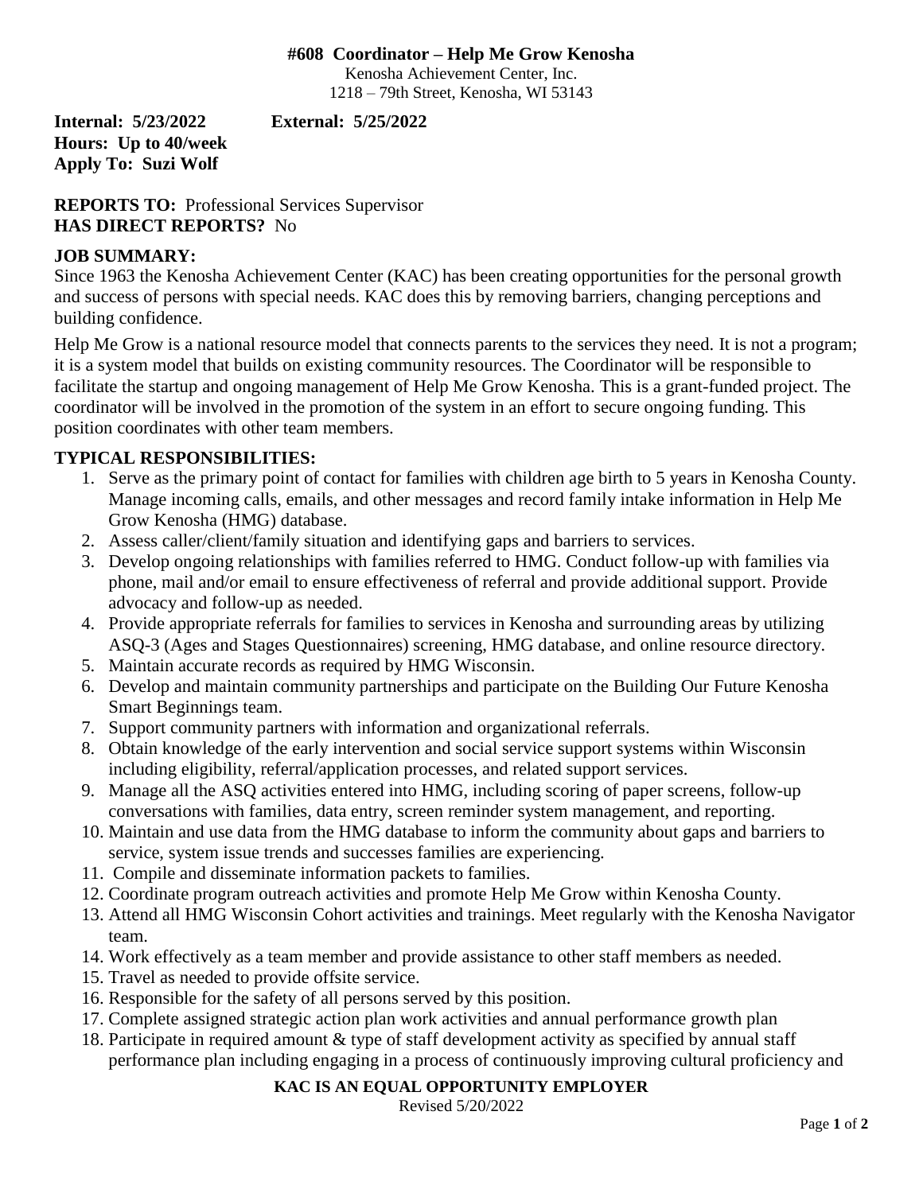**#608 Coordinator – Help Me Grow Kenosha**

Kenosha Achievement Center, Inc.
1218 – 79th Street, Kenosha, WI 53143

**Internal: 5/23/2022 External: 5/25/2022**
**Hours: Up to 40/week**
**Apply To: Suzi Wolf**

**REPORTS TO:** Professional Services Supervisor
**HAS DIRECT REPORTS?** No

## JOB SUMMARY:

Since 1963 the Kenosha Achievement Center (KAC) has been creating opportunities for the personal growth and success of persons with special needs. KAC does this by removing barriers, changing perceptions and building confidence.

Help Me Grow is a national resource model that connects parents to the services they need. It is not a program; it is a system model that builds on existing community resources. The Coordinator will be responsible to facilitate the startup and ongoing management of Help Me Grow Kenosha. This is a grant-funded project. The coordinator will be involved in the promotion of the system in an effort to secure ongoing funding. This position coordinates with other team members.

## TYPICAL RESPONSIBILITIES:

1. Serve as the primary point of contact for families with children age birth to 5 years in Kenosha County. Manage incoming calls, emails, and other messages and record family intake information in Help Me Grow Kenosha (HMG) database.
2. Assess caller/client/family situation and identifying gaps and barriers to services.
3. Develop ongoing relationships with families referred to HMG. Conduct follow-up with families via phone, mail and/or email to ensure effectiveness of referral and provide additional support. Provide advocacy and follow-up as needed.
4. Provide appropriate referrals for families to services in Kenosha and surrounding areas by utilizing ASQ-3 (Ages and Stages Questionnaires) screening, HMG database, and online resource directory.
5. Maintain accurate records as required by HMG Wisconsin.
6. Develop and maintain community partnerships and participate on the Building Our Future Kenosha Smart Beginnings team.
7. Support community partners with information and organizational referrals.
8. Obtain knowledge of the early intervention and social service support systems within Wisconsin including eligibility, referral/application processes, and related support services.
9. Manage all the ASQ activities entered into HMG, including scoring of paper screens, follow-up conversations with families, data entry, screen reminder system management, and reporting.
10. Maintain and use data from the HMG database to inform the community about gaps and barriers to service, system issue trends and successes families are experiencing.
11. Compile and disseminate information packets to families.
12. Coordinate program outreach activities and promote Help Me Grow within Kenosha County.
13. Attend all HMG Wisconsin Cohort activities and trainings. Meet regularly with the Kenosha Navigator team.
14. Work effectively as a team member and provide assistance to other staff members as needed.
15. Travel as needed to provide offsite service.
16. Responsible for the safety of all persons served by this position.
17. Complete assigned strategic action plan work activities and annual performance growth plan
18. Participate in required amount & type of staff development activity as specified by annual staff performance plan including engaging in a process of continuously improving cultural proficiency and

**KAC IS AN EQUAL OPPORTUNITY EMPLOYER**
Revised 5/20/2022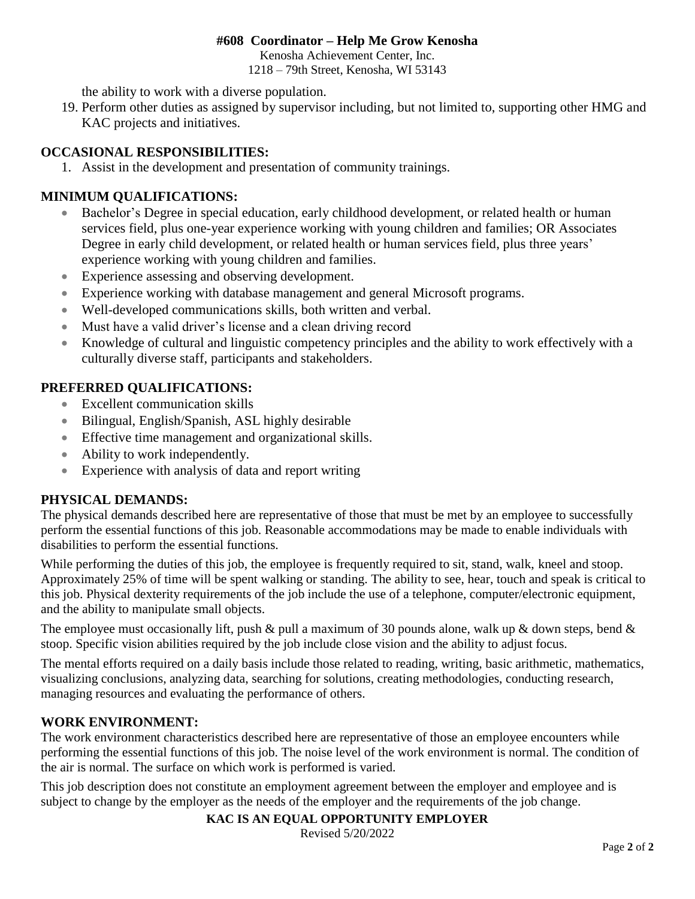the ability to work with a diverse population.

19. Perform other duties as assigned by supervisor including, but not limited to, supporting other HMG and KAC projects and initiatives.

## OCCASIONAL RESPONSIBILITIES:

1. Assist in the development and presentation of community trainings.

## MINIMUM QUALIFICATIONS:

- Bachelor's Degree in special education, early childhood development, or related health or human services field, plus one-year experience working with young children and families; OR Associates Degree in early child development, or related health or human services field, plus three years' experience working with young children and families.
- Experience assessing and observing development.
- Experience working with database management and general Microsoft programs.
- Well-developed communications skills, both written and verbal.
- Must have a valid driver's license and a clean driving record
- Knowledge of cultural and linguistic competency principles and the ability to work effectively with a culturally diverse staff, participants and stakeholders.

## PREFERRED QUALIFICATIONS:

- Excellent communication skills
- Bilingual, English/Spanish, ASL highly desirable
- Effective time management and organizational skills.
- Ability to work independently.
- Experience with analysis of data and report writing

## PHYSICAL DEMANDS:

The physical demands described here are representative of those that must be met by an employee to successfully perform the essential functions of this job. Reasonable accommodations may be made to enable individuals with disabilities to perform the essential functions.

While performing the duties of this job, the employee is frequently required to sit, stand, walk, kneel and stoop. Approximately 25% of time will be spent walking or standing. The ability to see, hear, touch and speak is critical to this job. Physical dexterity requirements of the job include the use of a telephone, computer/electronic equipment, and the ability to manipulate small objects.

The employee must occasionally lift, push & pull a maximum of 30 pounds alone, walk up & down steps, bend & stoop. Specific vision abilities required by the job include close vision and the ability to adjust focus.

The mental efforts required on a daily basis include those related to reading, writing, basic arithmetic, mathematics, visualizing conclusions, analyzing data, searching for solutions, creating methodologies, conducting research, managing resources and evaluating the performance of others.

## WORK ENVIRONMENT:

The work environment characteristics described here are representative of those an employee encounters while performing the essential functions of this job. The noise level of the work environment is normal. The condition of the air is normal. The surface on which work is performed is varied.

This job description does not constitute an employment agreement between the employer and employee and is subject to change by the employer as the needs of the employer and the requirements of the job change.

**KAC IS AN EQUAL OPPORTUNITY EMPLOYER**

Revised 5/20/2022